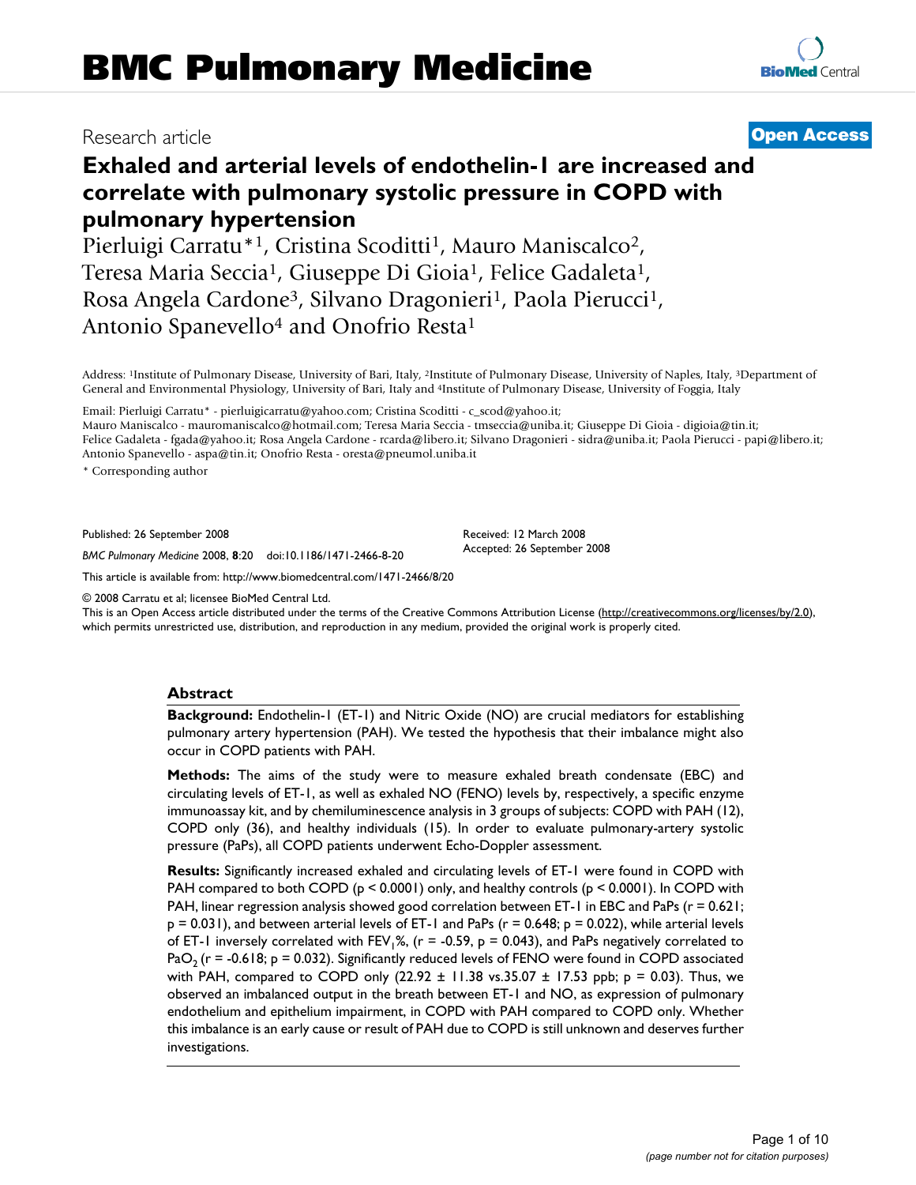Research article

**Open Access**

# Exhaled and arterial levels of endothelin-1 are increased and correlate with pulmonary systolic pressure in COPD with pulmonary hypertension

Pierluigi Carratu*[1], Cristina Scoditti[1], Mauro Maniscalco[2], Teresa Maria Seccia[1], Giuseppe Di Gioia[1], Felice Gadaleta[1], Rosa Angela Cardone[3], Silvano Dragonieri[1], Paola Pierucci[1], Antonio Spanevello[4] and Onofrio Resta[1]

Address: [1]Institute of Pulmonary Disease, University of Bari, Italy, [2]Institute of Pulmonary Disease, University of Naples, Italy, [3]Department of General and Environmental Physiology, University of Bari, Italy and [4]Institute of Pulmonary Disease, University of Foggia, Italy

Email: Pierluigi Carratu* - pierluigicarratu@yahoo.com; Cristina Scoditti - c_scod@yahoo.it; Mauro Maniscalco - mauromaniscalco@hotmail.com; Teresa Maria Seccia - tmseccia@uniba.it; Giuseppe Di Gioia - digioia@tin.it; Felice Gadaleta - fgada@yahoo.it; Rosa Angela Cardone - rcarda@libero.it; Silvano Dragonieri - sidra@uniba.it; Paola Pierucci - papi@libero.it; Antonio Spanevello - aspa@tin.it; Onofrio Resta - oresta@pneumol.uniba.it

\* Corresponding author

Published: 26 September 2008

*BMC Pulmonary Medicine* 2008, **8**:20 doi:10.1186/1471-2466-8-20

Received: 12 March 2008
Accepted: 26 September 2008

This article is available from: http://www.biomedcentral.com/1471-2466/8/20

© 2008 Carratu et al; licensee BioMed Central Ltd.
This is an Open Access article distributed under the terms of the Creative Commons Attribution License (http://creativecommons.org/licenses/by/2.0), which permits unrestricted use, distribution, and reproduction in any medium, provided the original work is properly cited.

## Abstract

**Background:** Endothelin-1 (ET-1) and Nitric Oxide (NO) are crucial mediators for establishing pulmonary artery hypertension (PAH). We tested the hypothesis that their imbalance might also occur in COPD patients with PAH.

**Methods:** The aims of the study were to measure exhaled breath condensate (EBC) and circulating levels of ET-1, as well as exhaled NO (FENO) levels by, respectively, a specific enzyme immunoassay kit, and by chemiluminescence analysis in 3 groups of subjects: COPD with PAH (12), COPD only (36), and healthy individuals (15). In order to evaluate pulmonary-artery systolic pressure (PaPs), all COPD patients underwent Echo-Doppler assessment.

**Results:** Significantly increased exhaled and circulating levels of ET-1 were found in COPD with PAH compared to both COPD ($p < 0.0001$) only, and healthy controls ($p < 0.0001$). In COPD with PAH, linear regression analysis showed good correlation between ET-1 in EBC and PaPs ($r = 0.621$; $p = 0.031$), and between arterial levels of ET-1 and PaPs ($r = 0.648$; $p = 0.022$), while arterial levels of ET-1 inversely correlated with $FEV_1$%, ($r = -0.59$, $p = 0.043$), and PaPs negatively correlated to $PaO_2$ ($r = -0.618$; $p = 0.032$). Significantly reduced levels of FENO were found in COPD associated with PAH, compared to COPD only ($22.92 \pm 11.38$ vs. $35.07 \pm 17.53$ ppb; $p = 0.03$). Thus, we observed an imbalanced output in the breath between ET-1 and NO, as expression of pulmonary endothelium and epithelium impairment, in COPD with PAH compared to COPD only. Whether this imbalance is an early cause or result of PAH due to COPD is still unknown and deserves further investigations.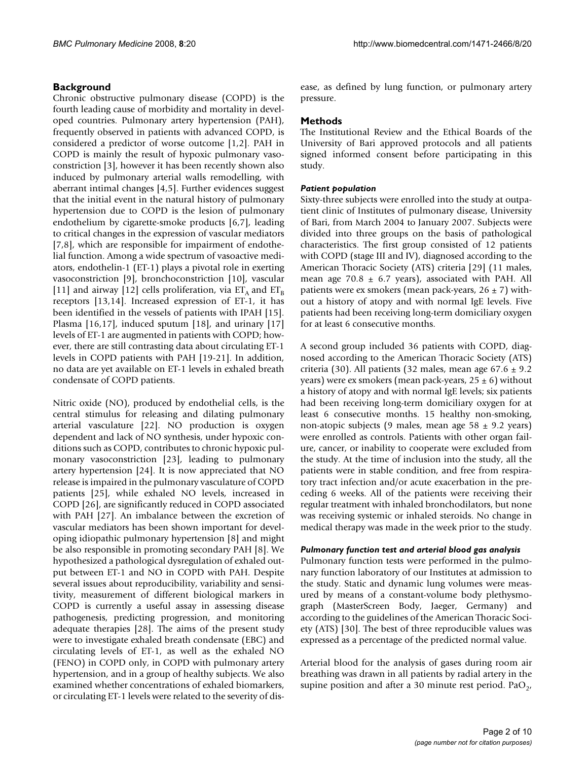## Background

Chronic obstructive pulmonary disease (COPD) is the fourth leading cause of morbidity and mortality in developed countries. Pulmonary artery hypertension (PAH), frequently observed in patients with advanced COPD, is considered a predictor of worse outcome [1,2]. PAH in COPD is mainly the result of hypoxic pulmonary vasoconstriction [3], however it has been recently shown also induced by pulmonary arterial walls remodelling, with aberrant intimal changes [4,5]. Further evidences suggest that the initial event in the natural history of pulmonary hypertension due to COPD is the lesion of pulmonary endothelium by cigarette-smoke products [6,7], leading to critical changes in the expression of vascular mediators [7,8], which are responsible for impairment of endothelial function. Among a wide spectrum of vasoactive mediators, endothelin-1 (ET-1) plays a pivotal role in exerting vasoconstriction [9], bronchoconstriction [10], vascular [11] and airway [12] cells proliferation, via $ET_A$ and $ET_B$ receptors [13,14]. Increased expression of ET-1, it has been identified in the vessels of patients with IPAH [15]. Plasma [16,17], induced sputum [18], and urinary [17] levels of ET-1 are augmented in patients with COPD; however, there are still contrasting data about circulating ET-1 levels in COPD patients with PAH [19-21]. In addition, no data are yet available on ET-1 levels in exhaled breath condensate of COPD patients.

Nitric oxide (NO), produced by endothelial cells, is the central stimulus for releasing and dilating pulmonary arterial vasculature [22]. NO production is oxygen dependent and lack of NO synthesis, under hypoxic conditions such as COPD, contributes to chronic hypoxic pulmonary vasoconstriction [23], leading to pulmonary artery hypertension [24]. It is now appreciated that NO release is impaired in the pulmonary vasculature of COPD patients [25], while exhaled NO levels, increased in COPD [26], are significantly reduced in COPD associated with PAH [27]. An imbalance between the excretion of vascular mediators has been shown important for developing idiopathic pulmonary hypertension [8] and might be also responsible in promoting secondary PAH [8]. We hypothesized a pathological dysregulation of exhaled output between ET-1 and NO in COPD with PAH. Despite several issues about reproducibility, variability and sensitivity, measurement of different biological markers in COPD is currently a useful assay in assessing disease pathogenesis, predicting progression, and monitoring adequate therapies [28]. The aims of the present study were to investigate exhaled breath condensate (EBC) and circulating levels of ET-1, as well as the exhaled NO (FENO) in COPD only, in COPD with pulmonary artery hypertension, and in a group of healthy subjects. We also examined whether concentrations of exhaled biomarkers, or circulating ET-1 levels were related to the severity of disease, as defined by lung function, or pulmonary artery pressure.

## Methods

The Institutional Review and the Ethical Boards of the University of Bari approved protocols and all patients signed informed consent before participating in this study.

### *Patient population*

Sixty-three subjects were enrolled into the study at outpatient clinic of Institutes of pulmonary disease, University of Bari, from March 2004 to January 2007. Subjects were divided into three groups on the basis of pathological characteristics. The first group consisted of 12 patients with COPD (stage III and IV), diagnosed according to the American Thoracic Society (ATS) criteria [29] (11 males, mean age 70.8 ± 6.7 years), associated with PAH. All patients were ex smokers (mean pack-years, 26 ± 7) without a history of atopy and with normal IgE levels. Five patients had been receiving long-term domiciliary oxygen for at least 6 consecutive months.

A second group included 36 patients with COPD, diagnosed according to the American Thoracic Society (ATS) criteria (30). All patients (32 males, mean age 67.6 ± 9.2 years) were ex smokers (mean pack-years, 25 ± 6) without a history of atopy and with normal IgE levels; six patients had been receiving long-term domiciliary oxygen for at least 6 consecutive months. 15 healthy non-smoking, non-atopic subjects (9 males, mean age 58 ± 9.2 years) were enrolled as controls. Patients with other organ failure, cancer, or inability to cooperate were excluded from the study. At the time of inclusion into the study, all the patients were in stable condition, and free from respiratory tract infection and/or acute exacerbation in the preceding 6 weeks. All of the patients were receiving their regular treatment with inhaled bronchodilators, but none was receiving systemic or inhaled steroids. No change in medical therapy was made in the week prior to the study.

### *Pulmonary function test and arterial blood gas analysis*

Pulmonary function tests were performed in the pulmonary function laboratory of our Institutes at admission to the study. Static and dynamic lung volumes were measured by means of a constant-volume body plethysmograph (MasterScreen Body, Jaeger, Germany) and according to the guidelines of the American Thoracic Society (ATS) [30]. The best of three reproducible values was expressed as a percentage of the predicted normal value.

Arterial blood for the analysis of gases during room air breathing was drawn in all patients by radial artery in the supine position and after a 30 minute rest period. $PaO_2$,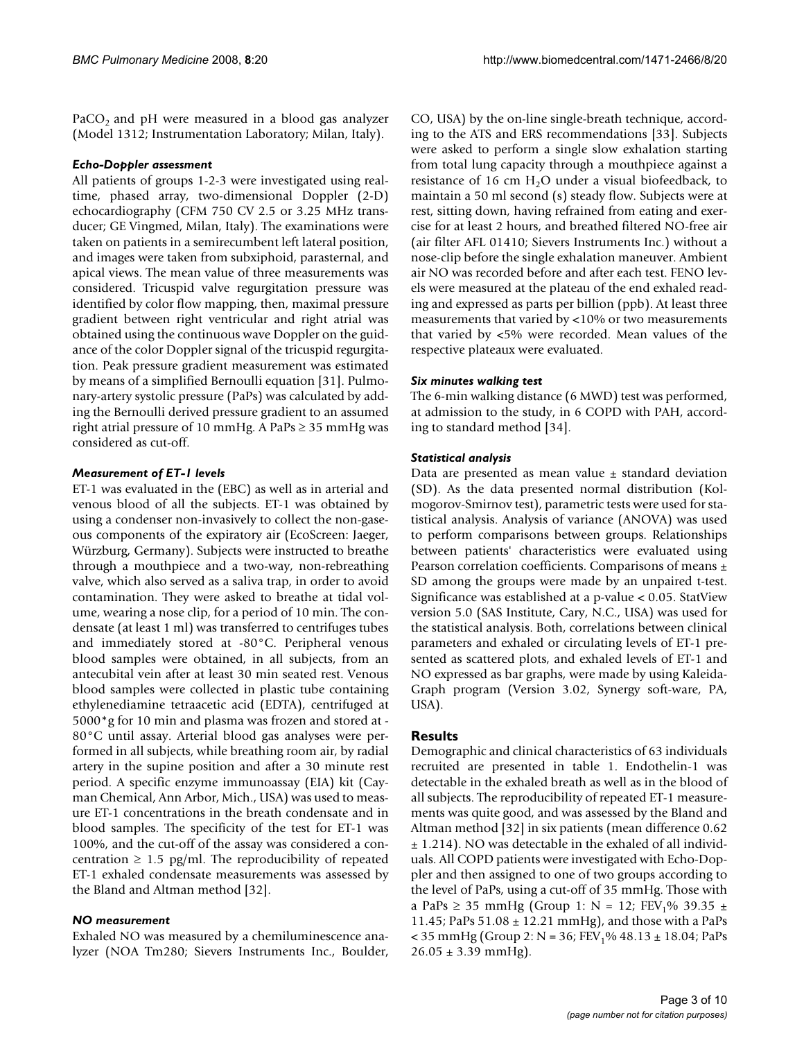$PaCO_2$ and pH were measured in a blood gas analyzer (Model 1312; Instrumentation Laboratory; Milan, Italy).

### *Echo-Doppler assessment*

All patients of groups 1-2-3 were investigated using real-time, phased array, two-dimensional Doppler (2-D) echocardiography (CFM 750 CV 2.5 or 3.25 MHz transducer; GE Vingmed, Milan, Italy). The examinations were taken on patients in a semirecumbent left lateral position, and images were taken from subxiphoid, parasternal, and apical views. The mean value of three measurements was considered. Tricuspid valve regurgitation pressure was identified by color flow mapping, then, maximal pressure gradient between right ventricular and right atrial was obtained using the continuous wave Doppler on the guidance of the color Doppler signal of the tricuspid regurgitation. Peak pressure gradient measurement was estimated by means of a simplified Bernoulli equation [31]. Pulmonary-artery systolic pressure (PaPs) was calculated by adding the Bernoulli derived pressure gradient to an assumed right atrial pressure of 10 mmHg. A PaPs ≥ 35 mmHg was considered as cut-off.

### *Measurement of ET-1 levels*

ET-1 was evaluated in the (EBC) as well as in arterial and venous blood of all the subjects. ET-1 was obtained by using a condenser non-invasively to collect the non-gaseous components of the expiratory air (EcoScreen: Jaeger, Würzburg, Germany). Subjects were instructed to breathe through a mouthpiece and a two-way, non-rebreathing valve, which also served as a saliva trap, in order to avoid contamination. They were asked to breathe at tidal volume, wearing a nose clip, for a period of 10 min. The condensate (at least 1 ml) was transferred to centrifuges tubes and immediately stored at -80°C. Peripheral venous blood samples were obtained, in all subjects, from an antecubital vein after at least 30 min seated rest. Venous blood samples were collected in plastic tube containing ethylenediamine tetraacetic acid (EDTA), centrifuged at 5000*g for 10 min and plasma was frozen and stored at -80°C until assay. Arterial blood gas analyses were performed in all subjects, while breathing room air, by radial artery in the supine position and after a 30 minute rest period. A specific enzyme immunoassay (EIA) kit (Cayman Chemical, Ann Arbor, Mich., USA) was used to measure ET-1 concentrations in the breath condensate and in blood samples. The specificity of the test for ET-1 was 100%, and the cut-off of the assay was considered a concentration ≥ 1.5 pg/ml. The reproducibility of repeated ET-1 exhaled condensate measurements was assessed by the Bland and Altman method [32].

### *NO measurement*

Exhaled NO was measured by a chemiluminescence analyzer (NOA Tm280; Sievers Instruments Inc., Boulder, CO, USA) by the on-line single-breath technique, according to the ATS and ERS recommendations [33]. Subjects were asked to perform a single slow exhalation starting from total lung capacity through a mouthpiece against a resistance of 16 cm $H_2O$ under a visual biofeedback, to maintain a 50 ml second (s) steady flow. Subjects were at rest, sitting down, having refrained from eating and exercise for at least 2 hours, and breathed filtered NO-free air (air filter AFL 01410; Sievers Instruments Inc.) without a nose-clip before the single exhalation maneuver. Ambient air NO was recorded before and after each test. FENO levels were measured at the plateau of the end exhaled reading and expressed as parts per billion (ppb). At least three measurements that varied by <10% or two measurements that varied by <5% were recorded. Mean values of the respective plateaux were evaluated.

### *Six minutes walking test*

The 6-min walking distance (6 MWD) test was performed, at admission to the study, in 6 COPD with PAH, according to standard method [34].

### *Statistical analysis*

Data are presented as mean value ± standard deviation (SD). As the data presented normal distribution (Kolmogorov-Smirnov test), parametric tests were used for statistical analysis. Analysis of variance (ANOVA) was used to perform comparisons between groups. Relationships between patients' characteristics were evaluated using Pearson correlation coefficients. Comparisons of means ± SD among the groups were made by an unpaired t-test. Significance was established at a p-value < 0.05. StatView version 5.0 (SAS Institute, Cary, N.C., USA) was used for the statistical analysis. Both, correlations between clinical parameters and exhaled or circulating levels of ET-1 presented as scattered plots, and exhaled levels of ET-1 and NO expressed as bar graphs, were made by using KaleidaGraph program (Version 3.02, Synergy soft-ware, PA, USA).

## Results

Demographic and clinical characteristics of 63 individuals recruited are presented in table 1. Endothelin-1 was detectable in the exhaled breath as well as in the blood of all subjects. The reproducibility of repeated ET-1 measurements was quite good, and was assessed by the Bland and Altman method [32] in six patients (mean difference 0.62 ± 1.214). NO was detectable in the exhaled of all individuals. All COPD patients were investigated with Echo-Doppler and then assigned to one of two groups according to the level of PaPs, using a cut-off of 35 mmHg. Those with a PaPs ≥ 35 mmHg (Group 1: N = 12; $FEV_1$% 39.35 ± 11.45; PaPs 51.08 ± 12.21 mmHg), and those with a PaPs < 35 mmHg (Group 2: N = 36; $FEV_1$% 48.13 ± 18.04; PaPs 26.05 ± 3.39 mmHg).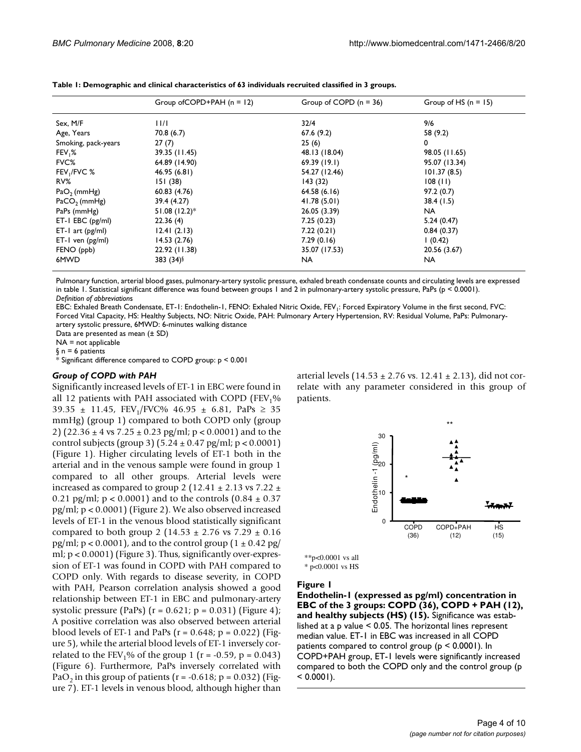**Table 1: Demographic and clinical characteristics of 63 individuals recruited classified in 3 groups.**

| | Group ofCOPD+PAH (n = 12) | Group of COPD (n = 36) | Group of HS (n = 15) |
|---|---|---|---|
| Sex, M/F | 11/1 | 32/4 | 9/6 |
| Age, Years | 70.8 (6.7) | 67.6 (9.2) | 58 (9.2) |
| Smoking, pack-years | 27 (7) | 25 (6) | 0 |
| $FEV_1$% | 39.35 (11.45) | 48.13 (18.04) | 98.05 (11.65) |
| FVC% | 64.89 (14.90) | 69.39 (19.1) | 95.07 (13.34) |
| $FEV_1$/FVC % | 46.95 (6.81) | 54.27 (12.46) | 101.37 (8.5) |
| RV% | 151 (38) | 143 (32) | 108 (11) |
| $PaO_2$ (mmHg) | 60.83 (4.76) | 64.58 (6.16) | 97.2 (0.7) |
| $PaCO_2$ (mmHg) | 39.4 (4.27) | 41.78 (5.01) | 38.4 (1.5) |
| PaPs (mmHg) | 51.08 (12.2)* | 26.05 (3.39) | NA |
| ET-1 EBC (pg/ml) | 22.36 (4) | 7.25 (0.23) | 5.24 (0.47) |
| ET-1 art (pg/ml) | 12.41 (2.13) | 7.22 (0.21) | 0.84 (0.37) |
| ET-1 ven (pg/ml) | 14.53 (2.76) | 7.29 (0.16) | 1 (0.42) |
| FENO (ppb) | 22.92 (11.38) | 35.07 (17.53) | 20.56 (3.67) |
| 6MWD | 383 (34)§ | NA | NA |

Pulmonary function, arterial blood gases, pulmonary-artery systolic pressure, exhaled breath condensate counts and circulating levels are expressed in table 1. Statistical significant difference was found between groups 1 and 2 in pulmonary-artery systolic pressure, PaPs ($p < 0.0001$).
*Definition of abbreviations*
EBC: Exhaled Breath Condensate, ET-1: Endothelin-1, FENO: Exhaled Nitric Oxide, $FEV_1$: Forced Expiratory Volume in the first second, FVC: Forced Vital Capacity, HS: Healthy Subjects, NO: Nitric Oxide, PAH: Pulmonary Artery Hypertension, RV: Residual Volume, PaPs: Pulmonary-artery systolic pressure, 6MWD: 6-minutes walking distance
Data are presented as mean (± SD)
NA = not applicable
§ n = 6 patients
* Significant difference compared to COPD group: $p < 0.001$

### Group of COPD with PAH

Significantly increased levels of ET-1 in EBC were found in all 12 patients with PAH associated with COPD ($FEV_1$% 39.35 ± 11.45, $FEV_1$/FVC% 46.95 ± 6.81, PaPs ≥ 35 mmHg) (group 1) compared to both COPD only (group 2) (22.36 ± 4 vs 7.25 ± 0.23 pg/ml; $p < 0.0001$) and to the control subjects (group 3) (5.24 ± 0.47 pg/ml; $p < 0.0001$) (Figure 1). Higher circulating levels of ET-1 both in the arterial and in the venous sample were found in group 1 compared to all other groups. Arterial levels were increased as compared to group 2 (12.41 ± 2.13 vs 7.22 ± 0.21 pg/ml; $p < 0.0001$) and to the controls (0.84 ± 0.37 pg/ml; $p < 0.0001$) (Figure 2). We also observed increased levels of ET-1 in the venous blood statistically significant compared to both group 2 (14.53 ± 2.76 vs 7.29 ± 0.16 pg/ml; $p < 0.0001$), and to the control group (1 ± 0.42 pg/ml; $p < 0.0001$) (Figure 3). Thus, significantly over-expression of ET-1 was found in COPD with PAH compared to COPD only. With regards to disease severity, in COPD with PAH, Pearson correlation analysis showed a good relationship between ET-1 in EBC and pulmonary-artery systolic pressure (PaPs) ($r = 0.621$; $p = 0.031$) (Figure 4); A positive correlation was also observed between arterial blood levels of ET-1 and PaPs ($r = 0.648$; $p = 0.022$) (Figure 5), while the arterial blood levels of ET-1 inversely correlated to the $FEV_1$% of the group 1 ($r = -0.59$, $p = 0.043$) (Figure 6). Furthermore, PaPs inversely correlated with $PaO_2$ in this group of patients ($r = -0.618$; $p = 0.032$) (Figure 7). ET-1 levels in venous blood, although higher than arterial levels (14.53 ± 2.76 vs. 12.41 ± 2.13), did not correlate with any parameter considered in this group of patients.

**Figure 1**

**Endothelin-1 (expressed as pg/ml) concentration in EBC of the 3 groups: COPD (36), COPD + PAH (12), and healthy subjects (HS) (15).** Significance was established at a p value < 0.05. The horizontal lines represent median value. ET-1 in EBC was increased in all COPD patients compared to control group ($p < 0.0001$). In COPD+PAH group, ET-1 levels were significantly increased compared to both the COPD only and the control group ($p < 0.0001$).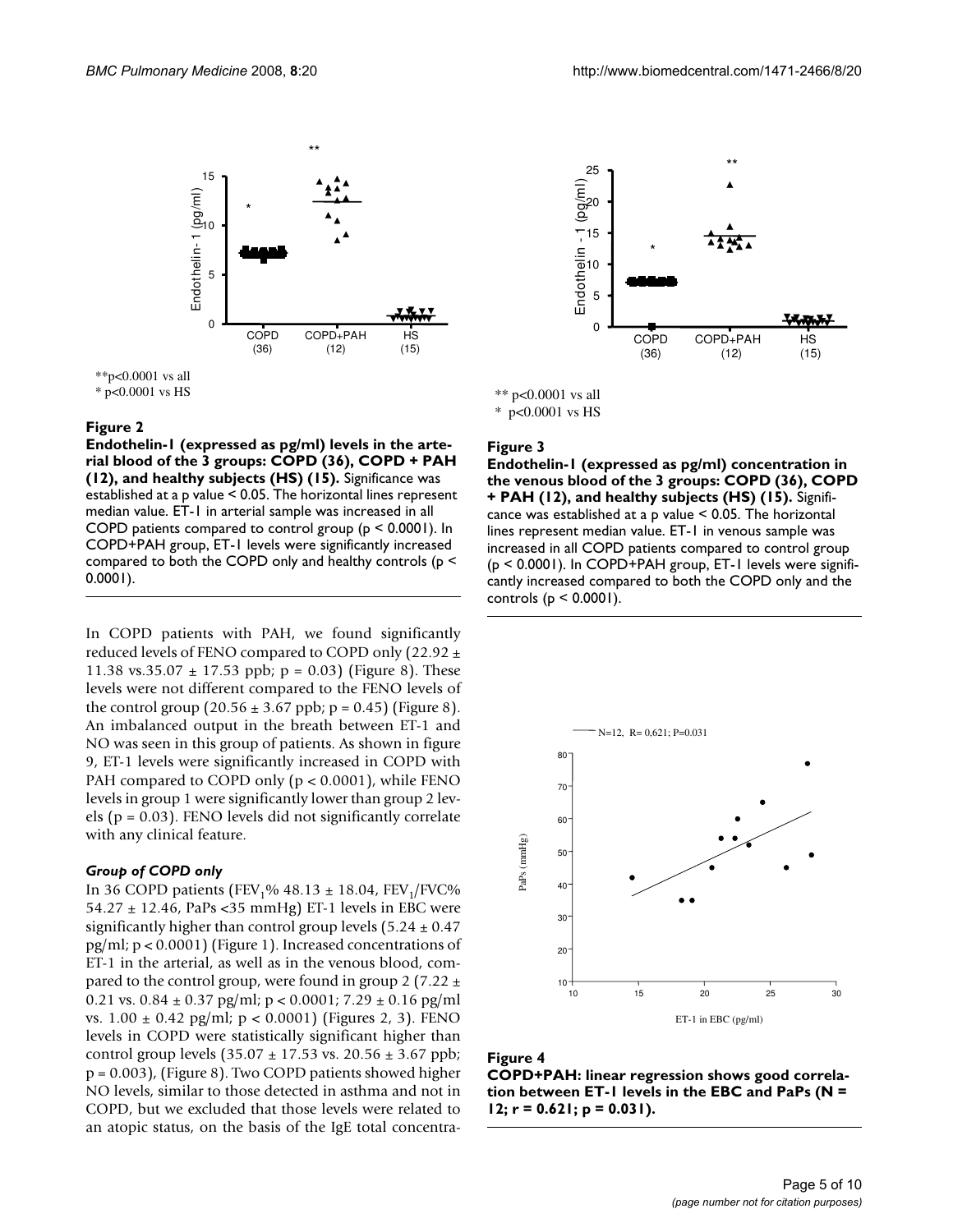**p<0.0001 vs all
* p<0.0001 vs HS

**Figure 2**

**Endothelin-1 (expressed as pg/ml) levels in the arterial blood of the 3 groups: COPD (36), COPD + PAH (12), and healthy subjects (HS) (15).** Significance was established at a p value < 0.05. The horizontal lines represent median value. ET-1 in arterial sample was increased in all COPD patients compared to control group (p < 0.0001). In COPD+PAH group, ET-1 levels were significantly increased compared to both the COPD only and healthy controls (p < 0.0001).

** p<0.0001 vs all
* p<0.0001 vs HS

**Figure 3**

**Endothelin-1 (expressed as pg/ml) concentration in the venous blood of the 3 groups: COPD (36), COPD + PAH (12), and healthy subjects (HS) (15).** Significance was established at a p value < 0.05. The horizontal lines represent median value. ET-1 in venous sample was increased in all COPD patients compared to control group (p < 0.0001). In COPD+PAH group, ET-1 levels were significantly increased compared to both the COPD only and the controls (p < 0.0001).

In COPD patients with PAH, we found significantly reduced levels of FENO compared to COPD only (22.92 ± 11.38 vs.35.07 ± 17.53 ppb; p = 0.03) (Figure 8). These levels were not different compared to the FENO levels of the control group (20.56 ± 3.67 ppb; p = 0.45) (Figure 8). An imbalanced output in the breath between ET-1 and NO was seen in this group of patients. As shown in figure 9, ET-1 levels were significantly increased in COPD with PAH compared to COPD only (p < 0.0001), while FENO levels in group 1 were significantly lower than group 2 levels (p = 0.03). FENO levels did not significantly correlate with any clinical feature.

### *Group of COPD only*

In 36 COPD patients ($FEV_1$% 48.13 ± 18.04, $FEV_1$/FVC% 54.27 ± 12.46, PaPs <35 mmHg) ET-1 levels in EBC were significantly higher than control group levels (5.24 ± 0.47 pg/ml; p < 0.0001) (Figure 1). Increased concentrations of ET-1 in the arterial, as well as in the venous blood, compared to the control group, were found in group 2 (7.22 ± 0.21 vs. 0.84 ± 0.37 pg/ml; p < 0.0001; 7.29 ± 0.16 pg/ml vs. 1.00 ± 0.42 pg/ml; p < 0.0001) (Figures 2, 3). FENO levels in COPD were statistically significant higher than control group levels (35.07 ± 17.53 vs. 20.56 ± 3.67 ppb; p = 0.003), (Figure 8). Two COPD patients showed higher NO levels, similar to those detected in asthma and not in COPD, but we excluded that those levels were related to an atopic status, on the basis of the IgE total concentra-

**Figure 4**

**COPD+PAH: linear regression shows good correlation between ET-1 levels in the EBC and PaPs (N = 12; r = 0.621; p = 0.031).**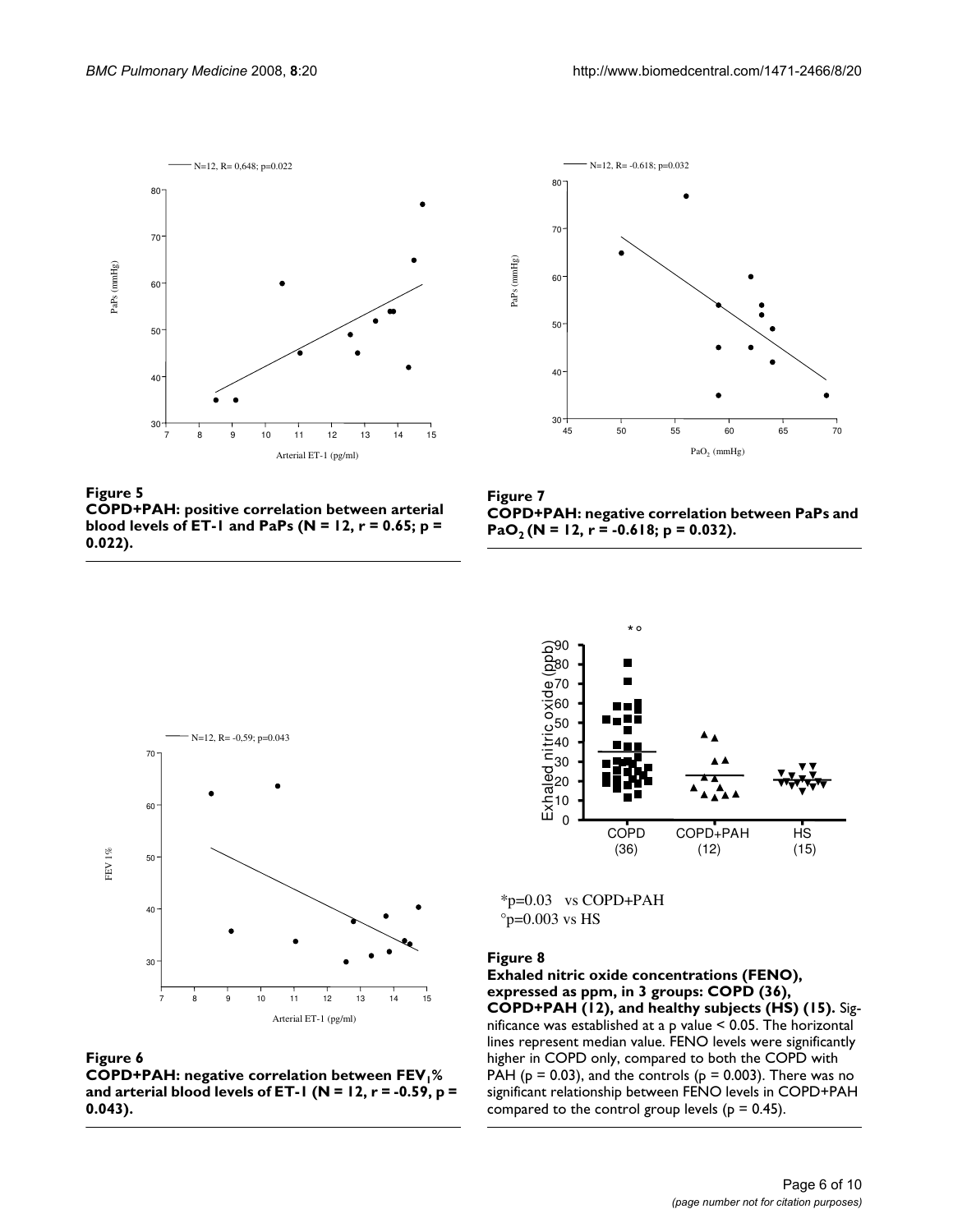**Figure 5**
**COPD+PAH: positive correlation between arterial blood levels of ET-1 and PaPs (N = 12, r = 0.65; p = 0.022).**

**Figure 7**
**COPD+PAH: negative correlation between PaPs and $PaO_2$ (N = 12, r = -0.618; p = 0.032).**

**Figure 6**
**COPD+PAH: negative correlation between $FEV_1$% and arterial blood levels of ET-1 (N = 12, r = -0.59, p = 0.043).**

*p=0.03 vs COPD+PAH
°p=0.003 vs HS

**Figure 8**
**Exhaled nitric oxide concentrations (FENO), expressed as ppm, in 3 groups: COPD (36), COPD+PAH (12), and healthy subjects (HS) (15).** Significance was established at a p value < 0.05. The horizontal lines represent median value. FENO levels were significantly higher in COPD only, compared to both the COPD with PAH (p = 0.03), and the controls (p = 0.003). There was no significant relationship between FENO levels in COPD+PAH compared to the control group levels (p = 0.45).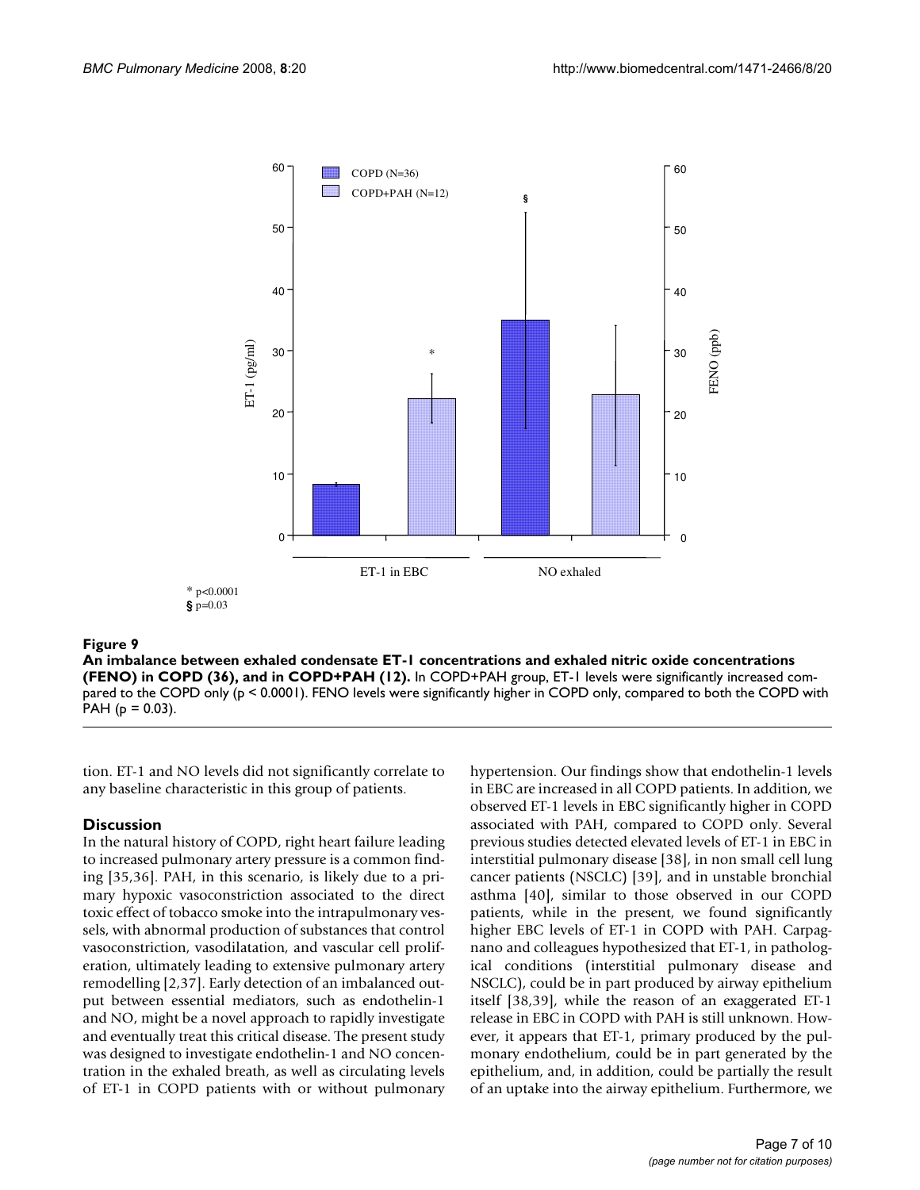\* p<0.0001
§ p=0.03

**Figure 9**

**An imbalance between exhaled condensate ET-1 concentrations and exhaled nitric oxide concentrations (FENO) in COPD (36), and in COPD+PAH (12).** In COPD+PAH group, ET-1 levels were significantly increased compared to the COPD only (p < 0.0001). FENO levels were significantly higher in COPD only, compared to both the COPD with PAH (p = 0.03).

tion. ET-1 and NO levels did not significantly correlate to any baseline characteristic in this group of patients.

## Discussion

In the natural history of COPD, right heart failure leading to increased pulmonary artery pressure is a common finding [35,36]. PAH, in this scenario, is likely due to a primary hypoxic vasoconstriction associated to the direct toxic effect of tobacco smoke into the intrapulmonary vessels, with abnormal production of substances that control vasoconstriction, vasodilatation, and vascular cell proliferation, ultimately leading to extensive pulmonary artery remodelling [2,37]. Early detection of an imbalanced output between essential mediators, such as endothelin-1 and NO, might be a novel approach to rapidly investigate and eventually treat this critical disease. The present study was designed to investigate endothelin-1 and NO concentration in the exhaled breath, as well as circulating levels of ET-1 in COPD patients with or without pulmonary hypertension. Our findings show that endothelin-1 levels in EBC are increased in all COPD patients. In addition, we observed ET-1 levels in EBC significantly higher in COPD associated with PAH, compared to COPD only. Several previous studies detected elevated levels of ET-1 in EBC in interstitial pulmonary disease [38], in non small cell lung cancer patients (NSCLC) [39], and in unstable bronchial asthma [40], similar to those observed in our COPD patients, while in the present, we found significantly higher EBC levels of ET-1 in COPD with PAH. Carpagnano and colleagues hypothesized that ET-1, in pathological conditions (interstitial pulmonary disease and NSCLC), could be in part produced by airway epithelium itself [38,39], while the reason of an exaggerated ET-1 release in EBC in COPD with PAH is still unknown. However, it appears that ET-1, primary produced by the pulmonary endothelium, could be in part generated by the epithelium, and, in addition, could be partially the result of an uptake into the airway epithelium. Furthermore, we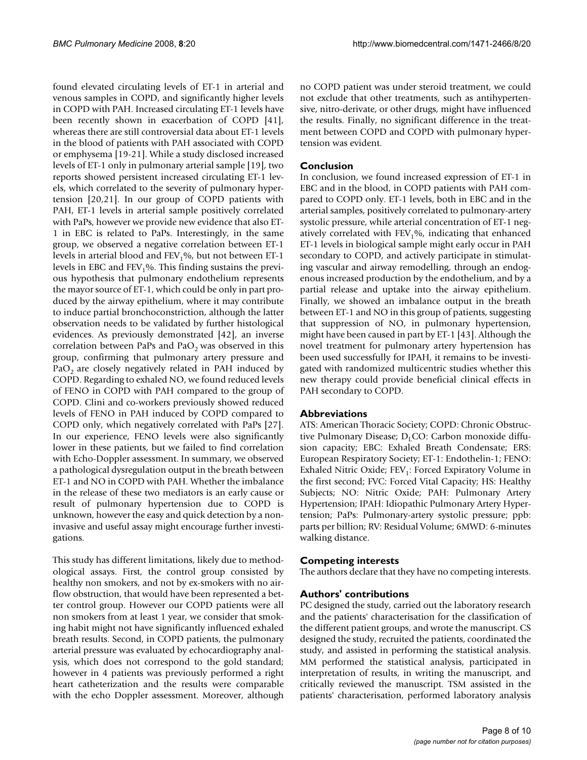found elevated circulating levels of ET-1 in arterial and venous samples in COPD, and significantly higher levels in COPD with PAH. Increased circulating ET-1 levels have been recently shown in exacerbation of COPD [41], whereas there are still controversial data about ET-1 levels in the blood of patients with PAH associated with COPD or emphysema [19-21]. While a study disclosed increased levels of ET-1 only in pulmonary arterial sample [19], two reports showed persistent increased circulating ET-1 levels, which correlated to the severity of pulmonary hypertension [20,21]. In our group of COPD patients with PAH, ET-1 levels in arterial sample positively correlated with PaPs, however we provide new evidence that also ET-1 in EBC is related to PaPs. Interestingly, in the same group, we observed a negative correlation between ET-1 levels in arterial blood and $FEV_1$%, but not between ET-1 levels in EBC and $FEV_1$%. This finding sustains the previous hypothesis that pulmonary endothelium represents the mayor source of ET-1, which could be only in part produced by the airway epithelium, where it may contribute to induce partial bronchoconstriction, although the latter observation needs to be validated by further histological evidences. As previously demonstrated [42], an inverse correlation between PaPs and $PaO_2$ was observed in this group, confirming that pulmonary artery pressure and $PaO_2$ are closely negatively related in PAH induced by COPD. Regarding to exhaled NO, we found reduced levels of FENO in COPD with PAH compared to the group of COPD. Clini and co-workers previously showed reduced levels of FENO in PAH induced by COPD compared to COPD only, which negatively correlated with PaPs [27]. In our experience, FENO levels were also significantly lower in these patients, but we failed to find correlation with Echo-Doppler assessment. In summary, we observed a pathological dysregulation output in the breath between ET-1 and NO in COPD with PAH. Whether the imbalance in the release of these two mediators is an early cause or result of pulmonary hypertension due to COPD is unknown, however the easy and quick detection by a non-invasive and useful assay might encourage further investigations.

This study has different limitations, likely due to methodological assays. First, the control group consisted by healthy non smokers, and not by ex-smokers with no airflow obstruction, that would have been represented a better control group. However our COPD patients were all non smokers from at least 1 year, we consider that smoking habit might not have significantly influenced exhaled breath results. Second, in COPD patients, the pulmonary arterial pressure was evaluated by echocardiography analysis, which does not correspond to the gold standard; however in 4 patients was previously performed a right heart catheterization and the results were comparable with the echo Doppler assessment. Moreover, although no COPD patient was under steroid treatment, we could not exclude that other treatments, such as antihypertensive, nitro-derivate, or other drugs, might have influenced the results. Finally, no significant difference in the treatment between COPD and COPD with pulmonary hypertension was evident.

## Conclusion

In conclusion, we found increased expression of ET-1 in EBC and in the blood, in COPD patients with PAH compared to COPD only. ET-1 levels, both in EBC and in the arterial samples, positively correlated to pulmonary-artery systolic pressure, while arterial concentration of ET-1 negatively correlated with $FEV_1$%, indicating that enhanced ET-1 levels in biological sample might early occur in PAH secondary to COPD, and actively participate in stimulating vascular and airway remodelling, through an endogenous increased production by the endothelium, and by a partial release and uptake into the airway epithelium. Finally, we showed an imbalance output in the breath between ET-1 and NO in this group of patients, suggesting that suppression of NO, in pulmonary hypertension, might have been caused in part by ET-1 [43]. Although the novel treatment for pulmonary artery hypertension has been used successfully for IPAH, it remains to be investigated with randomized multicentric studies whether this new therapy could provide beneficial clinical effects in PAH secondary to COPD.

## Abbreviations

ATS: American Thoracic Society; COPD: Chronic Obstructive Pulmonary Disease; $D_LCO$: Carbon monoxide diffusion capacity; EBC: Exhaled Breath Condensate; ERS: European Respiratory Society; ET-1: Endothelin-1; FENO: Exhaled Nitric Oxide; $FEV_1$: Forced Expiratory Volume in the first second; FVC: Forced Vital Capacity; HS: Healthy Subjects; NO: Nitric Oxide; PAH: Pulmonary Artery Hypertension; IPAH: Idiopathic Pulmonary Artery Hypertension; PaPs: Pulmonary-artery systolic pressure; ppb: parts per billion; RV: Residual Volume; 6MWD: 6-minutes walking distance.

## Competing interests

The authors declare that they have no competing interests.

## Authors' contributions

PC designed the study, carried out the laboratory research and the patients' characterisation for the classification of the different patient groups, and wrote the manuscript. CS designed the study, recruited the patients, coordinated the study, and assisted in performing the statistical analysis. MM performed the statistical analysis, participated in interpretation of results, in writing the manuscript, and critically reviewed the manuscript. TSM assisted in the patients' characterisation, performed laboratory analysis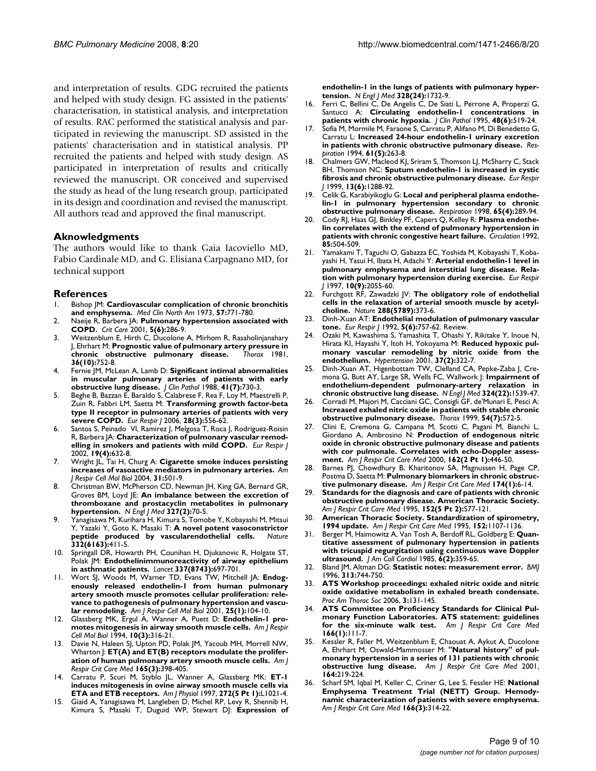and interpretation of results. GDG recruited the patients and helped with study design. FG assisted in the patients' characterisation, in statistical analysis, and interpretation of results. RAC performed the statistical analysis and participated in reviewing the manuscript. SD assisted in the patients' characterisation and in statistical analysis. PP recruited the patients and helped with study design. AS participated in interpretation of results and critically reviewed the manuscript. OR conceived and supervised the study as head of the lung research group, participated in its design and coordination and revised the manuscript. All authors read and approved the final manuscript.

## Aknowledgments

The authors would like to thank Gaia Iacoviello MD, Fabio Cardinale MD, and G. Elisiana Carpagnano MD, for technical support

## References

1. Bishop JM: **Cardiovascular complication of chronic bronchitis and emphysema.** *Med Clin North Am* 1973, **57**:771-780.
2. Naeije R, Barbera JA: **Pulmonary hypertension associated with COPD.** *Crit Care* 2001, **5(6)**:286-9.
3. Weitzenblum E, Hirth C, Ducolone A, Mirhom R, Rasaholinjanahary J, Ehrhart M: **Prognostic value of pulmonary artery pressure in chronic obstructive pulmonary disease.** *Thorax* 1981, **36(10)**:752-8.
4. Fernie JM, McLean A, Lamb D: **Significant intimal abnormalities in muscular pulmonary arteries of patients with early obstructive lung disease.** *J Clin Pathol* 1988, **41(7)**:730-3.
5. Beghe B, Bazzan E, Baraldo S, Calabrese F, Rea F, Loy M, Maestrelli P, Zuin R, Fabbri LM, Saetta M: **Transforming growth factor-beta type II receptor in pulmonary arteries of patients with very severe COPD.** *Eur Respir J* 2006, **28(3)**:556-62.
6. Santos S, Peinado VI, Ramirez J, Melgosa T, Roca J, Rodriguez-Roisin R, Barbera JA: **Characterization of pulmonary vascular remodelling in smokers and patients with mild COPD.** *Eur Respir J* 2002, **19(4)**:632-8.
7. Wright JL, Tai H, Churg A: **Cigarette smoke induces persisting increases of vasoactive mediators in pulmonary arteries.** *Am J Respir Cell Mol Biol* 2004, **31**:501-9.
8. Christman BW, McPherson CD, Newman JH, King GA, Bernard GR, Groves BM, Loyd JE: **An imbalance between the excretion of thromboxane and prostacyclin metabolites in pulmonary hypertension.** *N Engl J Med* **327(2)**:70-5.
9. Yanagisawa M, Kurihara H, Kimura S, Tomobe Y, Kobayashi M, Mitsui Y, Yazaki Y, Goto K, Masaki T: **A novel potent vasoconstrictor peptide produced by vascularendothelial cells.** *Nature* **332(6163)**:411-5.
10. Springall DR, Howarth PH, Counihan H, Djukanovic R, Holgate ST, Polak JM: **Endothelinimmunoreactivity of airway epithelium in asthmatic patients.** *Lancet* **337(8743)**:697-701.
11. Wort SJ, Woods M, Warner TD, Evans TW, Mitchell JA: **Endogenously released endothelin-1 from human pulmonary artery smooth muscle promotes cellular proliferation: relevance to pathogenesis of pulmonary hypertension and vascular remodeling.** *Am J Respir Cell Mol Biol* 2001, **25(1)**:104-10.
12. Glassberg MK, Ergul A, Wanner A, Puett D: **Endothelin-1 promotes mitogenesis in airway smooth muscle cells.** *Am J Respir Cell Mol Biol* 1994, **10(3)**:316-21.
13. Davie N, Haleen SJ, Upton PD, Polak JM, Yacoub MH, Morrell NW, Wharton J: **ET(A) and ET(B) receptors modulate the proliferation of human pulmonary artery smooth muscle cells.** *Am J Respir Crit Care Med* **165(3)**:398-405.
14. Carratu P, Scuri M, Styblo JL, Wanner A, Glassberg MK: **ET-1 induces mitogenesis in ovine airway smooth muscle cells via ETA and ETB receptors.** *Am J Physiol* 1997, **272(5 Pt 1)**:L1021-4.
15. Giaid A, Yanagisawa M, Langleben D, Michel RP, Levy R, Shennib H, Kimura S, Masaki T, Duguid WP, Stewart DJ: **Expression of endothelin-1 in the lungs of patients with pulmonary hypertension.** *N Engl J Med* **328(24)**:1732-9.
16. Ferri C, Bellini C, De Angelis C, De Siati L, Perrone A, Properzi G, Santucci A: **Circulating endothelin-1 concentrations in patients with chronic hypoxia.** *J Clin Pathol* 1995, **48(6)**:519-24.
17. Sofia M, Mormile M, Faraone S, Carratu P, Alifano M, Di Benedetto G, Carratu L: **Increased 24-hour endothelin-1 urinary excretion in patients with chronic obstructive pulmonary disease.** *Respiration* 1994, **61(5)**:263-8.
18. Chalmers GW, Macleod KJ, Sriram S, Thomson LJ, McSharry C, Stack BH, Thomson NC: **Sputum endothelin-1 is increased in cystic fibrosis and chronic obstructive pulmonary disease.** *Eur Respir J* 1999, **13(6)**:1288-92.
19. Celik G, Karabiyikoglu G: **Local and peripheral plasma endothelin-1 in pulmonary hypertension secondary to chronic obstructive pulmonary disease.** *Respiration* 1998, **65(4)**:289-94.
20. Cody RJ, Haas GJ, Binkley PF, Capers Q, Kelley R: **Plasma endothelin correlates with the extend of pulmonary hypertension in patients with chronic congestive heart failure.** *Circulation* 1992, **85**:504-509.
21. Yamakami T, Taguchi O, Gabazza EC, Yoshida M, Kobayashi T, Kobayashi H, Yasui H, Ibata H, Adachi Y: **Arterial endothelin-1 level in pulmonary emphysema and interstitial lung disease. Relation with pulmonary hypertension during exercise.** *Eur Respir J* 1997, **10(9)**:2055-60.
22. Furchgott RF, Zawadzki JV: **The obligatory role of endothelial cells in the relaxation of arterial smooth muscle by acetylcholine.** *Nature* **288(5789)**:373-6.
23. Dinh-Xuan AT: **Endothelial modulation of pulmonary vascular tone.** *Eur Respir J* 1992, **5(6)**:757-62. Review.
24. Ozaki M, Kawashima S, Yamashita T, Ohashi Y, Rikitake Y, Inoue N, Hirata KI, Hayashi Y, Itoh H, Yokoyama M: **Reduced hypoxic pulmonary vascular remodeling by nitric oxide from the endothelium.** *Hypertension* 2001, **37(2)**:322-7.
25. Dinh-Xuan AT, Higenbottam TW, Clelland CA, Pepke-Zaba J, Cremona G, Butt AY, Large SR, Wells FC, Wallwork J: **Impairment of endothelium-dependent pulmonary-artery relaxation in chronic obstructive lung disease.** *N Engl J Med* **324(22)**:1539-47.
26. Corradi M, Majori M, Cacciani GC, Consigli GF, de'Munari E, Pesci A: **Increased exhaled nitric oxide in patients with stable chronic obstructive pulmonary disease.** *Thorax* 1999, **54(7)**:572-5.
27. Clini E, Cremona G, Campana M, Scotti C, Pagani M, Bianchi L, Giordano A, Ambrosino N: **Production of endogenous nitric oxide in chronic obstructive pulmonary disease and patients with cor pulmonale. Correlates with echo-Doppler assessment.** *Am J Respir Crit Care Med* 2000, **162(2 Pt 1)**:446-50.
28. Barnes PJ, Chowdhury B, Kharitonov SA, Magnussen H, Page CP, Postma D, Saetta M: **Pulmonary biomarkers in chronic obstructive pulmonary disease.** *Am J Respir Crit Care Med* **174(1)**:6-14.
29. **Standards for the diagnosis and care of patients with chronic obstructive pulmonary disease. American Thoracic Society.** *Am J Respir Crit Care Med* 1995, **152(5 Pt 2)**:S77-121.
30. **American Thoracic Society. Standardization of spirometry, 1994 update.** *Am J Respir Crit Care Med* 1995, **152**:1107-1136.
31. Berger M, Haimowitz A, Van Tosh A, Berdoff RL, Goldberg E: **Quantitative assessment of pulmonary hypertension in patients with tricuspid regurgitation using continuous wave Doppler ultrasound.** *J Am Coll Cardiol* 1985, **6(2)**:359-65.
32. Bland JM, Altman DG: **Statistic notes: measurement error.** *BMJ* 1996, **313**:744-750.
33. **ATS Workshop proceedings: exhaled nitric oxide and nitric oxide oxidative metabolism in exhaled breath condensate.** *Proc Am Thorac Soc* 2006, **3**:131-145.
34. **ATS Committee on Proficiency Standards for Clinical Pulmonary Function Laboratories. ATS statement: guidelines for the six-minute walk test.** *Am J Respir Crit Care Med* **166(1)**:111-7.
35. Kessler R, Faller M, Weitzenblum E, Chaouat A, Aykut A, Ducolone A, Ehrhart M, Oswald-Mammosser M: **"Natural history" of pulmonary hypertension in a series of 131 patients with chronic obstructive lung disease.** *Am J Respir Crit Care Med* 2001, **164**:219-224.
36. Scharf SM, Iqbal M, Keller C, Criner G, Lee S, Fessler HE: **National Emphysema Treatment Trial (NETT) Group. Hemodynamic characterization of patients with severe emphysema.** *Am J Respir Crit Care Med* **166(3)**:314-22.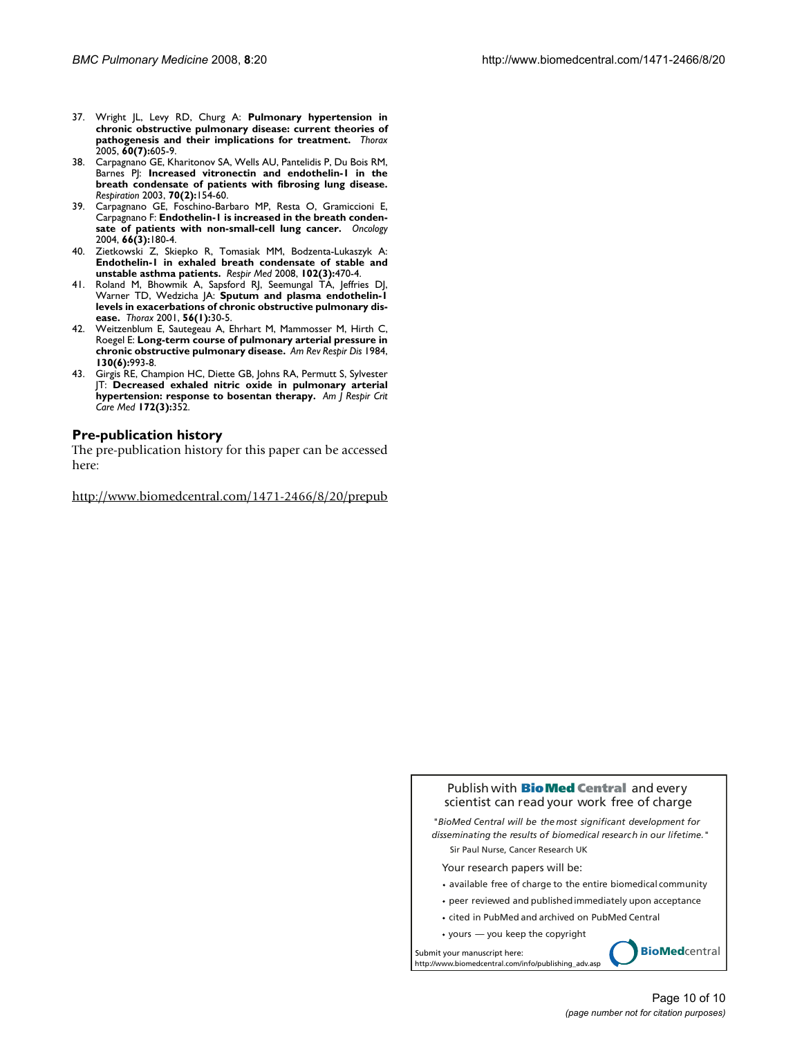37. Wright JL, Levy RD, Churg A: **Pulmonary hypertension in chronic obstructive pulmonary disease: current theories of pathogenesis and their implications for treatment.** *Thorax* 2005, **60(7):**605-9.
38. Carpagnano GE, Kharitonov SA, Wells AU, Pantelidis P, Du Bois RM, Barnes PJ: **Increased vitronectin and endothelin-1 in the breath condensate of patients with fibrosing lung disease.** *Respiration* 2003, **70(2):**154-60.
39. Carpagnano GE, Foschino-Barbaro MP, Resta O, Gramiccioni E, Carpagnano F: **Endothelin-1 is increased in the breath condensate of patients with non-small-cell lung cancer.** *Oncology* 2004, **66(3):**180-4.
40. Zietkowski Z, Skiepko R, Tomasiak MM, Bodzenta-Lukaszyk A: **Endothelin-1 in exhaled breath condensate of stable and unstable asthma patients.** *Respir Med* 2008, **102(3):**470-4.
41. Roland M, Bhowmik A, Sapsford RJ, Seemungal TA, Jeffries DJ, Warner TD, Wedzicha JA: **Sputum and plasma endothelin-1 levels in exacerbations of chronic obstructive pulmonary disease.** *Thorax* 2001, **56(1):**30-5.
42. Weitzenblum E, Sautegeau A, Ehrhart M, Mammosser M, Hirth C, Roegel E: **Long-term course of pulmonary arterial pressure in chronic obstructive pulmonary disease.** *Am Rev Respir Dis* 1984, **130(6):**993-8.
43. Girgis RE, Champion HC, Diette GB, Johns RA, Permutt S, Sylvester JT: **Decreased exhaled nitric oxide in pulmonary arterial hypertension: response to bosentan therapy.** *Am J Respir Crit Care Med* **172(3):**352.

## Pre-publication history

The pre-publication history for this paper can be accessed here:

http://www.biomedcentral.com/1471-2466/8/20/prepub

Publish with **BioMed Central** and every scientist can read your work free of charge

*"BioMed Central will be the most significant development for disseminating the results of biomedical research in our lifetime."*

Sir Paul Nurse, Cancer Research UK

Your research papers will be:

- available free of charge to the entire biomedical community
- peer reviewed and published immediately upon acceptance
- cited in PubMed and archived on PubMed Central
- yours — you keep the copyright

Submit your manuscript here:
http://www.biomedcentral.com/info/publishing_adv.asp

BioMedcentral